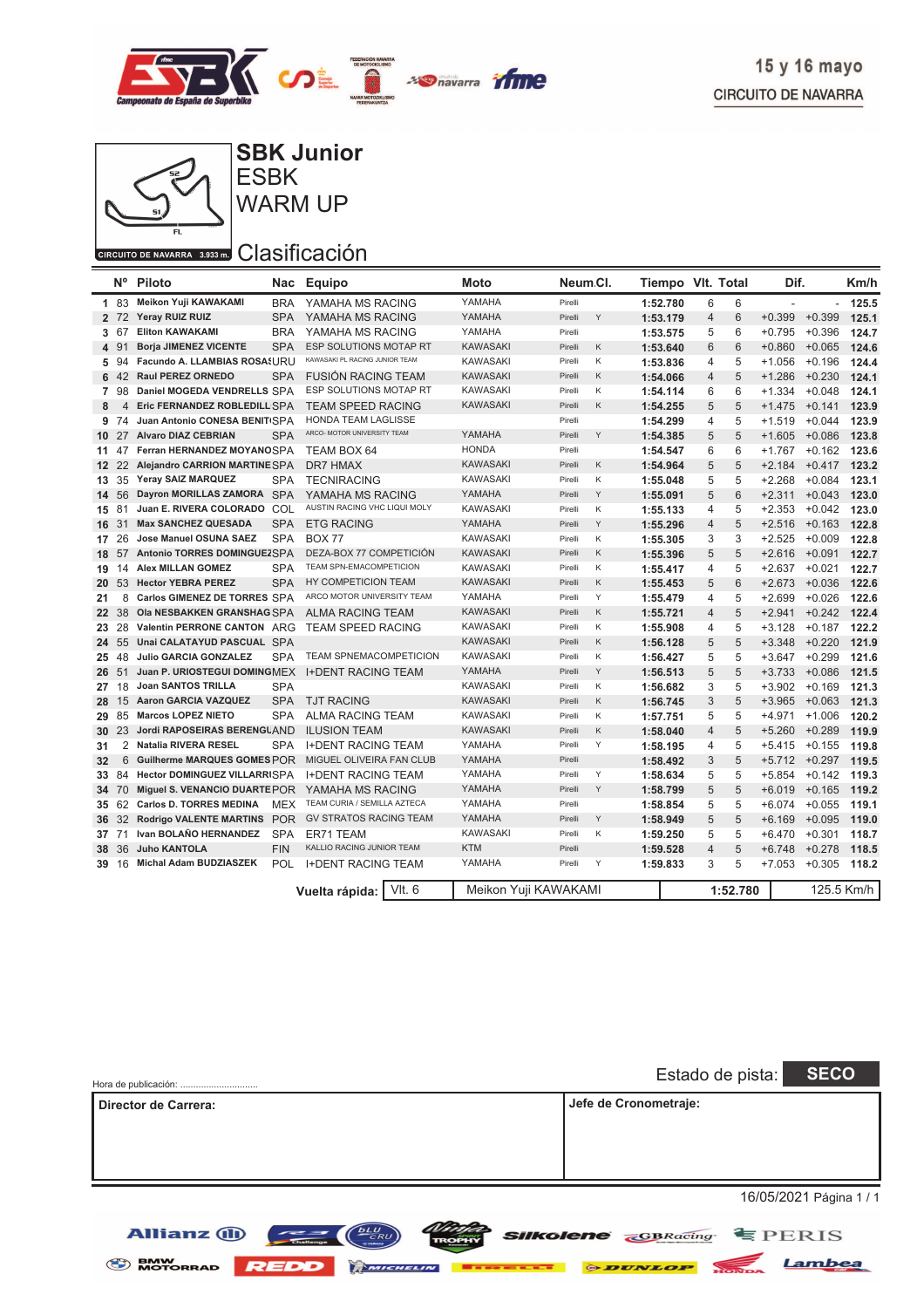15 y 16 mayo

CIRCUITO DE NAVARRA

# SBK Junior
## ESBK
## WARM UP

CIRCUITO DE NAVARRA 3.933 m.

## Clasificación

| | Nº | Piloto | Nac | Equipo | Moto | Neum. | Cl. | Tiempo | Vlt. | Total | Dif. | | Km/h |
|---|---|---|---|---|---|---|---|---|---|---|---|---|---|
| 1 | 83 | Meikon Yuji KAWAKAMI | BRA | YAMAHA MS RACING | YAMAHA | Pirelli | | 1:52.780 | 6 | 6 | - | - | 125.5 |
| 2 | 72 | Yeray RUIZ RUIZ | SPA | YAMAHA MS RACING | YAMAHA | Pirelli | Y | 1:53.179 | 4 | 6 | +0.399 | +0.399 | 125.1 |
| 3 | 67 | Eliton KAWAKAMI | BRA | YAMAHA MS RACING | YAMAHA | Pirelli | | 1:53.575 | 5 | 6 | +0.795 | +0.396 | 124.7 |
| 4 | 91 | Borja JIMENEZ VICENTE | SPA | ESP SOLUTIONS MOTAP RT | KAWASAKI | Pirelli | K | 1:53.640 | 6 | 6 | +0.860 | +0.065 | 124.6 |
| 5 | 94 | Facundo A. LLAMBIAS ROSAS | URU | KAWASAKI PL RACING JUNIOR TEAM | KAWASAKI | Pirelli | K | 1:53.836 | 4 | 5 | +1.056 | +0.196 | 124.4 |
| 6 | 42 | Raul PEREZ ORNEDO | SPA | FUSIÓN RACING TEAM | KAWASAKI | Pirelli | K | 1:54.066 | 4 | 5 | +1.286 | +0.230 | 124.1 |
| 7 | 98 | Daniel MOGEDA VENDRELLS | SPA | ESP SOLUTIONS MOTAP RT | KAWASAKI | Pirelli | K | 1:54.114 | 6 | 6 | +1.334 | +0.048 | 124.1 |
| 8 | 4 | Eric FERNANDEZ ROBLEDILLO | SPA | TEAM SPEED RACING | KAWASAKI | Pirelli | K | 1:54.255 | 5 | 5 | +1.475 | +0.141 | 123.9 |
| 9 | 74 | Juan Antonio CONESA BENITEZ | SPA | HONDA TEAM LAGLISSE | | Pirelli | | 1:54.299 | 4 | 5 | +1.519 | +0.044 | 123.9 |
| 10 | 27 | Alvaro DIAZ CEBRIAN | SPA | ARCO- MOTOR UNIVERSITY TEAM | YAMAHA | Pirelli | Y | 1:54.385 | 5 | 5 | +1.605 | +0.086 | 123.8 |
| 11 | 47 | Ferran HERNANDEZ MOYANO | SPA | TEAM BOX 64 | HONDA | Pirelli | | 1:54.547 | 6 | 6 | +1.767 | +0.162 | 123.6 |
| 12 | 22 | Alejandro CARRION MARTINEZ | SPA | DR7 HMAX | KAWASAKI | Pirelli | K | 1:54.964 | 5 | 5 | +2.184 | +0.417 | 123.2 |
| 13 | 35 | Yeray SAIZ MARQUEZ | SPA | TECNIRACING | KAWASAKI | Pirelli | K | 1:55.048 | 5 | 5 | +2.268 | +0.084 | 123.1 |
| 14 | 56 | Dayron MORILLAS ZAMORA | SPA | YAMAHA MS RACING | YAMAHA | Pirelli | Y | 1:55.091 | 5 | 6 | +2.311 | +0.043 | 123.0 |
| 15 | 81 | Juan E. RIVERA COLORADO | COL | AUSTIN RACING VHC LIQUI MOLY | KAWASAKI | Pirelli | K | 1:55.133 | 4 | 5 | +2.353 | +0.042 | 123.0 |
| 16 | 31 | Max SANCHEZ QUESADA | SPA | ETG RACING | YAMAHA | Pirelli | Y | 1:55.296 | 4 | 5 | +2.516 | +0.163 | 122.8 |
| 17 | 26 | Jose Manuel OSUNA SAEZ | SPA | BOX 77 | KAWASAKI | Pirelli | K | 1:55.305 | 3 | 3 | +2.525 | +0.009 | 122.8 |
| 18 | 57 | Antonio TORRES DOMINGUEZ | SPA | DEZA-BOX 77 COMPETICIÓN | KAWASAKI | Pirelli | K | 1:55.396 | 5 | 5 | +2.616 | +0.091 | 122.7 |
| 19 | 14 | Alex MILLAN GOMEZ | SPA | TEAM SPN-EMACOMPETICION | KAWASAKI | Pirelli | K | 1:55.417 | 4 | 5 | +2.637 | +0.021 | 122.7 |
| 20 | 53 | Hector YEBRA PEREZ | SPA | HY COMPETICION TEAM | KAWASAKI | Pirelli | K | 1:55.453 | 5 | 6 | +2.673 | +0.036 | 122.6 |
| 21 | 8 | Carlos GIMENEZ DE TORRES | SPA | ARCO MOTOR UNIVERSITY TEAM | YAMAHA | Pirelli | Y | 1:55.479 | 4 | 5 | +2.699 | +0.026 | 122.6 |
| 22 | 38 | Ola NESBAKKEN GRANSHAG | SPA | ALMA RACING TEAM | KAWASAKI | Pirelli | K | 1:55.721 | 4 | 5 | +2.941 | +0.242 | 122.4 |
| 23 | 28 | Valentin PERRONE CANTON | ARG | TEAM SPEED RACING | KAWASAKI | Pirelli | K | 1:55.908 | 4 | 5 | +3.128 | +0.187 | 122.2 |
| 24 | 55 | Unai CALATAYUD PASCUAL | SPA | | KAWASAKI | Pirelli | K | 1:56.128 | 5 | 5 | +3.348 | +0.220 | 121.9 |
| 25 | 48 | Julio GARCIA GONZALEZ | SPA | TEAM SPNEMACOMPETICION | KAWASAKI | Pirelli | K | 1:56.427 | 5 | 5 | +3.647 | +0.299 | 121.6 |
| 26 | 51 | Juan P. URIOSTEGUI DOMINGUEZ | MEX | I+DENT RACING TEAM | YAMAHA | Pirelli | Y | 1:56.513 | 5 | 5 | +3.733 | +0.086 | 121.5 |
| 27 | 18 | Joan SANTOS TRILLA | SPA | | KAWASAKI | Pirelli | K | 1:56.682 | 3 | 5 | +3.902 | +0.169 | 121.3 |
| 28 | 15 | Aaron GARCIA VAZQUEZ | SPA | TJT RACING | KAWASAKI | Pirelli | K | 1:56.745 | 3 | 5 | +3.965 | +0.063 | 121.3 |
| 29 | 85 | Marcos LOPEZ NIETO | SPA | ALMA RACING TEAM | KAWASAKI | Pirelli | K | 1:57.751 | 5 | 5 | +4.971 | +1.006 | 120.2 |
| 30 | 23 | Jordi RAPOSEIRAS BERENGUER | AND | ILUSION TEAM | KAWASAKI | Pirelli | K | 1:58.040 | 4 | 5 | +5.260 | +0.289 | 119.9 |
| 31 | 2 | Natalia RIVERA RESEL | SPA | I+DENT RACING TEAM | YAMAHA | Pirelli | Y | 1:58.195 | 4 | 5 | +5.415 | +0.155 | 119.8 |
| 32 | 6 | Guilherme MARQUES GOMES | POR | MIGUEL OLIVEIRA FAN CLUB | YAMAHA | Pirelli | | 1:58.492 | 3 | 5 | +5.712 | +0.297 | 119.5 |
| 33 | 84 | Hector DOMINGUEZ VILLARRUBIA | SPA | I+DENT RACING TEAM | YAMAHA | Pirelli | Y | 1:58.634 | 5 | 5 | +5.854 | +0.142 | 119.3 |
| 34 | 70 | Miguel S. VENANCIO DUARTE | POR | YAMAHA MS RACING | YAMAHA | Pirelli | Y | 1:58.799 | 5 | 5 | +6.019 | +0.165 | 119.2 |
| 35 | 62 | Carlos D. TORRES MEDINA | MEX | TEAM CURIA / SEMILLA AZTECA | YAMAHA | Pirelli | | 1:58.854 | 5 | 5 | +6.074 | +0.055 | 119.1 |
| 36 | 32 | Rodrigo VALENTE MARTINS | POR | GV STRATOS RACING TEAM | YAMAHA | Pirelli | Y | 1:58.949 | 5 | 5 | +6.169 | +0.095 | 119.0 |
| 37 | 71 | Ivan BOLAÑO HERNANDEZ | SPA | ER71 TEAM | KAWASAKI | Pirelli | K | 1:59.250 | 5 | 5 | +6.470 | +0.301 | 118.7 |
| 38 | 36 | Juho KANTOLA | FIN | KALLIO RACING JUNIOR TEAM | KTM | Pirelli | | 1:59.528 | 4 | 5 | +6.748 | +0.278 | 118.5 |
| 39 | 16 | Michal Adam BUDZIASZEK | POL | I+DENT RACING TEAM | YAMAHA | Pirelli | Y | 1:59.833 | 3 | 5 | +7.053 | +0.305 | 118.2 |

| Vuelta rápida: | Vlt. 6 | Meikon Yuji KAWAKAMI | 1:52.780 | 125.5 Km/h |
|---|---|---|---|---|

Hora de publicación: ..............................

Estado de pista: **SECO**

| Director de Carrera: | Jefe de Cronometraje: |
|---|---|
| | |

16/05/2021 Página 1 / 1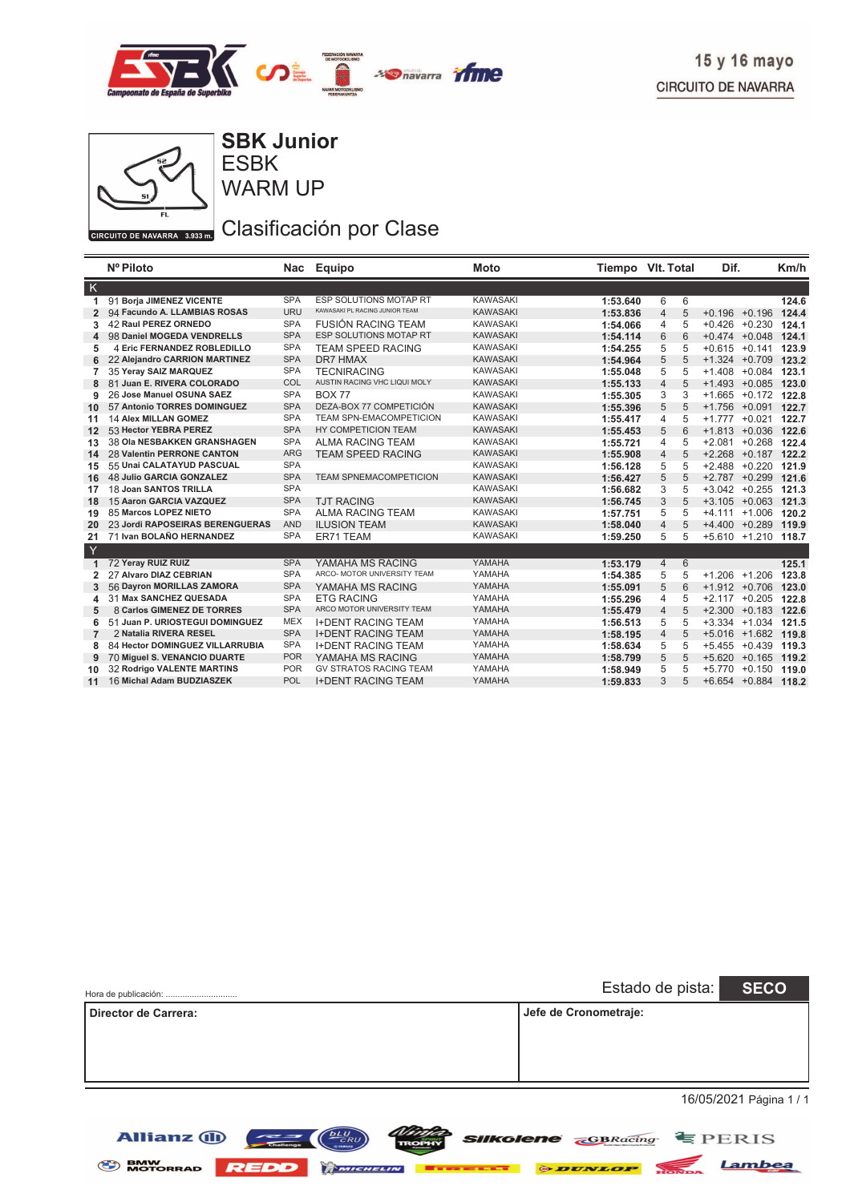15 y 16 mayo
CIRCUITO DE NAVARRA

CIRCUITO DE NAVARRA 3.933 m.

# SBK Junior
## ESBK
## WARM UP

## Clasificación por Clase

| | Nº | Piloto | Nac | Equipo | Moto | Tiempo | Vlt. | Total | Dif. | | Km/h |
|---|---|---|---|---|---|---|---|---|---|---|---|
| **K** | | | | | | | | | | | |
| 1 | 91 | **Borja JIMENEZ VICENTE** | SPA | ESP SOLUTIONS MOTAP RT | KAWASAKI | **1:53.640** | 6 | 6 | | | **124.6** |
| 2 | 94 | **Facundo A. LLAMBIAS ROSAS** | URU | KAWASAKI PL RACING JUNIOR TEAM | KAWASAKI | **1:53.836** | 4 | 5 | +0.196 | +0.196 | **124.4** |
| 3 | 42 | **Raul PEREZ ORNEDO** | SPA | FUSIÓN RACING TEAM | KAWASAKI | **1:54.066** | 4 | 5 | +0.426 | +0.230 | **124.1** |
| 4 | 98 | **Daniel MOGEDA VENDRELLS** | SPA | ESP SOLUTIONS MOTAP RT | KAWASAKI | **1:54.114** | 6 | 6 | +0.474 | +0.048 | **124.1** |
| 5 | 4 | **Eric FERNANDEZ ROBLEDILLO** | SPA | TEAM SPEED RACING | KAWASAKI | **1:54.255** | 5 | 5 | +0.615 | +0.141 | **123.9** |
| 6 | 22 | **Alejandro CARRION MARTINEZ** | SPA | DR7 HMAX | KAWASAKI | **1:54.964** | 5 | 5 | +1.324 | +0.709 | **123.2** |
| 7 | 35 | **Yeray SAIZ MARQUEZ** | SPA | TECNIRACING | KAWASAKI | **1:55.048** | 5 | 5 | +1.408 | +0.084 | **123.1** |
| 8 | 81 | **Juan E. RIVERA COLORADO** | COL | AUSTIN RACING VHC LIQUI MOLY | KAWASAKI | **1:55.133** | 4 | 5 | +1.493 | +0.085 | **123.0** |
| 9 | 26 | **Jose Manuel OSUNA SAEZ** | SPA | BOX 77 | KAWASAKI | **1:55.305** | 3 | 3 | +1.665 | +0.172 | **122.8** |
| 10 | 57 | **Antonio TORRES DOMINGUEZ** | SPA | DEZA-BOX 77 COMPETICIÓN | KAWASAKI | **1:55.396** | 5 | 5 | +1.756 | +0.091 | **122.7** |
| 11 | 14 | **Alex MILLAN GOMEZ** | SPA | TEAM SPN-EMACOMPETICION | KAWASAKI | **1:55.417** | 4 | 5 | +1.777 | +0.021 | **122.7** |
| 12 | 53 | **Hector YEBRA PEREZ** | SPA | HY COMPETICION TEAM | KAWASAKI | **1:55.453** | 5 | 6 | +1.813 | +0.036 | **122.6** |
| 13 | 38 | **Ola NESBAKKEN GRANSHAGEN** | SPA | ALMA RACING TEAM | KAWASAKI | **1:55.721** | 4 | 5 | +2.081 | +0.268 | **122.4** |
| 14 | 28 | **Valentin PERRONE CANTON** | ARG | TEAM SPEED RACING | KAWASAKI | **1:55.908** | 4 | 5 | +2.268 | +0.187 | **122.2** |
| 15 | 55 | **Unai CALATAYUD PASCUAL** | SPA | | KAWASAKI | **1:56.128** | 5 | 5 | +2.488 | +0.220 | **121.9** |
| 16 | 48 | **Julio GARCIA GONZALEZ** | SPA | TEAM SPNEMACOMPETICION | KAWASAKI | **1:56.427** | 5 | 5 | +2.787 | +0.299 | **121.6** |
| 17 | 18 | **Joan SANTOS TRILLA** | SPA | | KAWASAKI | **1:56.682** | 3 | 5 | +3.042 | +0.255 | **121.3** |
| 18 | 15 | **Aaron GARCIA VAZQUEZ** | SPA | TJT RACING | KAWASAKI | **1:56.745** | 3 | 5 | +3.105 | +0.063 | **121.3** |
| 19 | 85 | **Marcos LOPEZ NIETO** | SPA | ALMA RACING TEAM | KAWASAKI | **1:57.751** | 5 | 5 | +4.111 | +1.006 | **120.2** |
| 20 | 23 | **Jordi RAPOSEIRAS BERENGUERAS** | AND | ILUSION TEAM | KAWASAKI | **1:58.040** | 4 | 5 | +4.400 | +0.289 | **119.9** |
| 21 | 71 | **Ivan BOLAÑO HERNANDEZ** | SPA | ER71 TEAM | KAWASAKI | **1:59.250** | 5 | 5 | +5.610 | +1.210 | **118.7** |
| **Y** | | | | | | | | | | | |
| 1 | 72 | **Yeray RUIZ RUIZ** | SPA | YAMAHA MS RACING | YAMAHA | **1:53.179** | 4 | 6 | | | **125.1** |
| 2 | 27 | **Alvaro DIAZ CEBRIAN** | SPA | ARCO- MOTOR UNIVERSITY TEAM | YAMAHA | **1:54.385** | 5 | 5 | +1.206 | +1.206 | **123.8** |
| 3 | 56 | **Dayron MORILLAS ZAMORA** | SPA | YAMAHA MS RACING | YAMAHA | **1:55.091** | 5 | 6 | +1.912 | +0.706 | **123.0** |
| 4 | 31 | **Max SANCHEZ QUESADA** | SPA | ETG RACING | YAMAHA | **1:55.296** | 4 | 5 | +2.117 | +0.205 | **122.8** |
| 5 | 8 | **Carlos GIMENEZ DE TORRES** | SPA | ARCO MOTOR UNIVERSITY TEAM | YAMAHA | **1:55.479** | 4 | 5 | +2.300 | +0.183 | **122.6** |
| 6 | 51 | **Juan P. URIOSTEGUI DOMINGUEZ** | MEX | I+DENT RACING TEAM | YAMAHA | **1:56.513** | 5 | 5 | +3.334 | +1.034 | **121.5** |
| 7 | 2 | **Natalia RIVERA RESEL** | SPA | I+DENT RACING TEAM | YAMAHA | **1:58.195** | 4 | 5 | +5.016 | +1.682 | **119.8** |
| 8 | 84 | **Hector DOMINGUEZ VILLARRUBIA** | SPA | I+DENT RACING TEAM | YAMAHA | **1:58.634** | 5 | 5 | +5.455 | +0.439 | **119.3** |
| 9 | 70 | **Miguel S. VENANCIO DUARTE** | POR | YAMAHA MS RACING | YAMAHA | **1:58.799** | 5 | 5 | +5.620 | +0.165 | **119.2** |
| 10 | 32 | **Rodrigo VALENTE MARTINS** | POR | GV STRATOS RACING TEAM | YAMAHA | **1:58.949** | 5 | 5 | +5.770 | +0.150 | **119.0** |
| 11 | 16 | **Michal Adam BUDZIASZEK** | POL | I+DENT RACING TEAM | YAMAHA | **1:59.833** | 3 | 5 | +6.654 | +0.884 | **118.2** |

Hora de publicación: ..............................

Estado de pista: **SECO**

| **Director de Carrera:** | **Jefe de Cronometraje:** |
|---|---|
| | |

16/05/2021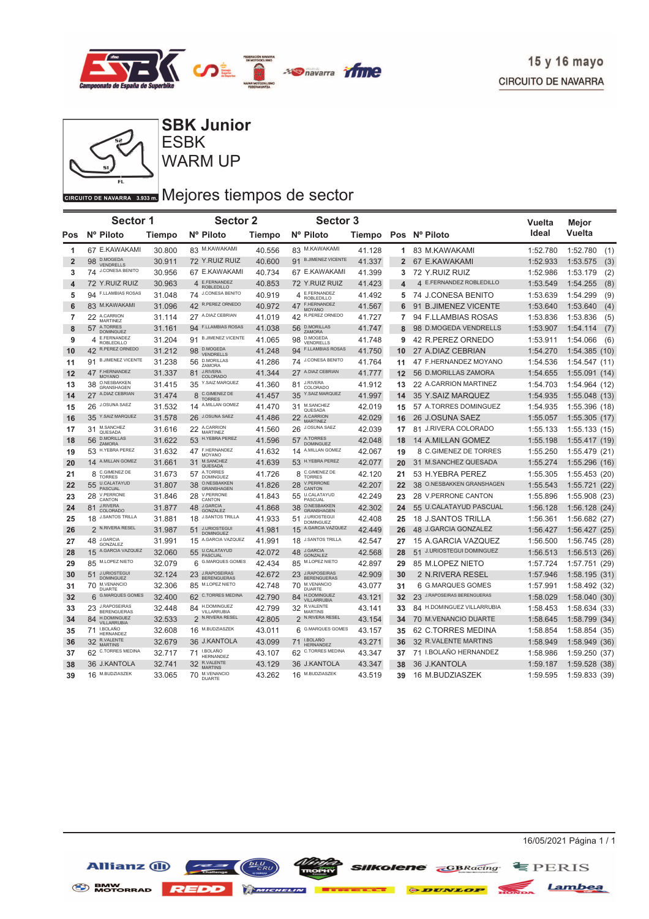15 y 16 mayo

CIRCUITO DE NAVARRA

# SBK Junior
## ESBK
## WARM UP

CIRCUITO DE NAVARRA 3.933 m.

## Mejores tiempos de sector

| Pos | Sector 1 Nº Piloto | Tiempo | Sector 2 Nº Piloto | Tiempo | Sector 3 Nº Piloto | Tiempo | Pos | Nº Piloto | Vuelta Ideal | Mejor Vuelta | |
|---|---|---|---|---|---|---|---|---|---|---|---|
| 1 | 67 E.KAWAKAMI | 30.800 | 83 M.KAWAKAMI | 40.556 | 83 M.KAWAKAMI | 41.128 | 1 | 83 M.KAWAKAMI | 1:52.780 | 1:52.780 | (1) |
| 2 | 98 D.MOGEDA VENDRELLS | 30.911 | 72 Y.RUIZ RUIZ | 40.600 | 91 B.JIMENEZ VICENTE | 41.337 | 2 | 67 E.KAWAKAMI | 1:52.933 | 1:53.575 | (3) |
| 3 | 74 J.CONESA BENITO | 30.956 | 67 E.KAWAKAMI | 40.734 | 67 E.KAWAKAMI | 41.399 | 3 | 72 Y.RUIZ RUIZ | 1:52.986 | 1:53.179 | (2) |
| 4 | 72 Y.RUIZ RUIZ | 30.963 | 4 E.FERNANDEZ ROBLEDILLO | 40.853 | 72 Y.RUIZ RUIZ | 41.423 | 4 | 4 E.FERNANDEZ ROBLEDILLO | 1:53.549 | 1:54.255 | (8) |
| 5 | 94 F.LLAMBIAS ROSAS | 31.048 | 74 J.CONESA BENITO | 40.919 | 4 E.FERNANDEZ ROBLEDILLO | 41.492 | 5 | 74 J.CONESA BENITO | 1:53.639 | 1:54.299 | (9) |
| 6 | 83 M.KAWAKAMI | 31.096 | 42 R.PEREZ ORNEDO | 40.972 | 47 F.HERNANDEZ MOYANO | 41.567 | 6 | 91 B.JIMENEZ VICENTE | 1:53.640 | 1:53.640 | (4) |
| 7 | 22 A.CARRION MARTINEZ | 31.114 | 27 A.DIAZ CEBRIAN | 41.019 | 42 R.PEREZ ORNEDO | 41.727 | 7 | 94 F.LLAMBIAS ROSAS | 1:53.836 | 1:53.836 | (5) |
| 8 | 57 A.TORRES DOMINGUEZ | 31.161 | 94 F.LLAMBIAS ROSAS | 41.038 | 56 D.MORILLAS ZAMORA | 41.747 | 8 | 98 D.MOGEDA VENDRELLS | 1:53.907 | 1:54.114 | (7) |
| 9 | 4 E.FERNANDEZ ROBLEDILLO | 31.204 | 91 B.JIMENEZ VICENTE | 41.065 | 98 D.MOGEDA VENDRELLS | 41.748 | 9 | 42 R.PEREZ ORNEDO | 1:53.911 | 1:54.066 | (6) |
| 10 | 42 R.PEREZ ORNEDO | 31.212 | 98 D.MOGEDA VENDRELLS | 41.248 | 94 F.LLAMBIAS ROSAS | 41.750 | 10 | 27 A.DIAZ CEBRIAN | 1:54.270 | 1:54.385 | (10) |
| 11 | 91 B.JIMENEZ VICENTE | 31.238 | 56 D.MORILLAS ZAMORA | 41.286 | 74 J.CONESA BENITO | 41.764 | 11 | 47 F.HERNANDEZ MOYANO | 1:54.536 | 1:54.547 | (11) |
| 12 | 47 F.HERNANDEZ MOYANO | 31.337 | 81 J.RIVERA COLORADO | 41.344 | 27 A.DIAZ CEBRIAN | 41.777 | 12 | 56 D.MORILLAS ZAMORA | 1:54.655 | 1:55.091 | (14) |
| 13 | 38 O.NESBAKKEN GRANSHAGEN | 31.415 | 35 Y.SAIZ MARQUEZ | 41.360 | 81 J.RIVERA COLORADO | 41.912 | 13 | 22 A.CARRION MARTINEZ | 1:54.703 | 1:54.964 | (12) |
| 14 | 27 A.DIAZ CEBRIAN | 31.474 | 8 C.GIMENEZ DE TORRES | 41.457 | 35 Y.SAIZ MARQUEZ | 41.997 | 14 | 35 Y.SAIZ MARQUEZ | 1:54.935 | 1:55.048 | (13) |
| 15 | 26 J.OSUNA SAEZ | 31.532 | 14 A.MILLAN GOMEZ | 41.470 | 31 M.SANCHEZ QUESADA | 42.019 | 15 | 57 A.TORRES DOMINGUEZ | 1:54.935 | 1:55.396 | (18) |
| 16 | 35 Y.SAIZ MARQUEZ | 31.578 | 26 J.OSUNA SAEZ | 41.486 | 22 A.CARRION MARTINEZ | 42.029 | 16 | 26 J.OSUNA SAEZ | 1:55.057 | 1:55.305 | (17) |
| 17 | 31 M.SANCHEZ QUESADA | 31.616 | 22 A.CARRION MARTINEZ | 41.560 | 26 J.OSUNA SAEZ | 42.039 | 17 | 81 J.RIVERA COLORADO | 1:55.133 | 1:55.133 | (15) |
| 18 | 56 D.MORILLAS ZAMORA | 31.622 | 53 H.YEBRA PEREZ | 41.596 | 57 A.TORRES DOMINGUEZ | 42.048 | 18 | 14 A.MILLAN GOMEZ | 1:55.198 | 1:55.417 | (19) |
| 19 | 53 H.YEBRA PEREZ | 31.632 | 47 F.HERNANDEZ MOYANO | 41.632 | 14 A.MILLAN GOMEZ | 42.067 | 19 | 8 C.GIMENEZ DE TORRES | 1:55.250 | 1:55.479 | (21) |
| 20 | 14 A.MILLAN GOMEZ | 31.661 | 31 M.SANCHEZ QUESADA | 41.639 | 53 H.YEBRA PEREZ | 42.077 | 20 | 31 M.SANCHEZ QUESADA | 1:55.274 | 1:55.296 | (16) |
| 21 | 8 C.GIMENEZ DE TORRES | 31.673 | 57 A.TORRES DOMINGUEZ | 41.726 | 8 C.GIMENEZ DE TORRES | 42.120 | 21 | 53 H.YEBRA PEREZ | 1:55.305 | 1:55.453 | (20) |
| 22 | 55 U.CALATAYUD PASCUAL | 31.807 | 38 O.NESBAKKEN GRANSHAGEN | 41.826 | 28 V.PERRONE CANTON | 42.207 | 22 | 38 O.NESBAKKEN GRANSHAGEN | 1:55.543 | 1:55.721 | (22) |
| 23 | 28 V.PERRONE CANTON | 31.846 | 28 V.PERRONE CANTON | 41.843 | 55 U.CALATAYUD PASCUAL | 42.249 | 23 | 28 V.PERRONE CANTON | 1:55.896 | 1:55.908 | (23) |
| 24 | 81 J.RIVERA COLORADO | 31.877 | 48 J.GARCIA GONZALEZ | 41.868 | 38 O.NESBAKKEN GRANSHAGEN | 42.302 | 24 | 55 U.CALATAYUD PASCUAL | 1:56.128 | 1:56.128 | (24) |
| 25 | 18 J.SANTOS TRILLA | 31.881 | 18 J.SANTOS TRILLA | 41.933 | 51 J.URIOSTEGUI DOMINGUEZ | 42.408 | 25 | 18 J.SANTOS TRILLA | 1:56.361 | 1:56.682 | (27) |
| 26 | 2 N.RIVERA RESEL | 31.987 | 51 J.URIOSTEGUI DOMINGUEZ | 41.981 | 15 A.GARCIA VAZQUEZ | 42.449 | 26 | 48 J.GARCIA GONZALEZ | 1:56.427 | 1:56.427 | (25) |
| 27 | 48 J.GARCIA GONZALEZ | 31.991 | 15 A.GARCIA VAZQUEZ | 41.991 | 18 J.SANTOS TRILLA | 42.547 | 27 | 15 A.GARCIA VAZQUEZ | 1:56.500 | 1:56.745 | (28) |
| 28 | 15 A.GARCIA VAZQUEZ | 32.060 | 55 U.CALATAYUD PASCUAL | 42.072 | 48 J.GARCIA GONZALEZ | 42.568 | 28 | 51 J.URIOSTEGUI DOMINGUEZ | 1:56.513 | 1:56.513 | (26) |
| 29 | 85 M.LOPEZ NIETO | 32.079 | 6 G.MARQUES GOMES | 42.434 | 85 M.LOPEZ NIETO | 42.897 | 29 | 85 M.LOPEZ NIETO | 1:57.724 | 1:57.751 | (29) |
| 30 | 51 J.URIOSTEGUI DOMINGUEZ | 32.124 | 23 J.RAPOSEIRAS BERENGUERAS | 42.672 | 23 J.RAPOSEIRAS BERENGUERAS | 42.909 | 30 | 2 N.RIVERA RESEL | 1:57.946 | 1:58.195 | (31) |
| 31 | 70 M.VENANCIO DUARTE | 32.306 | 85 M.LOPEZ NIETO | 42.748 | 70 M.VENANCIO DUARTE | 43.077 | 31 | 6 G.MARQUES GOMES | 1:57.991 | 1:58.492 | (32) |
| 32 | 6 G.MARQUES GOMES | 32.400 | 62 C.TORRES MEDINA | 42.790 | 84 H.DOMINGUEZ VILLARRUBIA | 43.121 | 32 | 23 J.RAPOSEIRAS BERENGUERAS | 1:58.029 | 1:58.040 | (30) |
| 33 | 23 J.RAPOSEIRAS BERENGUERAS | 32.448 | 84 H.DOMINGUEZ VILLARRUBIA | 42.799 | 32 R.VALENTE MARTINS | 43.141 | 33 | 84 H.DOMINGUEZ VILLARRUBIA | 1:58.453 | 1:58.634 | (33) |
| 34 | 84 H.DOMINGUEZ VILLARRUBIA | 32.533 | 2 N.RIVERA RESEL | 42.805 | 2 N.RIVERA RESEL | 43.154 | 34 | 70 M.VENANCIO DUARTE | 1:58.645 | 1:58.799 | (34) |
| 35 | 71 I.BOLAÑO HERNANDEZ | 32.608 | 16 M.BUDZIASZEK | 43.011 | 6 G.MARQUES GOMES | 43.157 | 35 | 62 C.TORRES MEDINA | 1:58.854 | 1:58.854 | (35) |
| 36 | 32 R.VALENTE MARTINS | 32.679 | 36 J.KANTOLA | 43.099 | 71 I.BOLAÑO HERNANDEZ | 43.271 | 36 | 32 R.VALENTE MARTINS | 1:58.949 | 1:58.949 | (36) |
| 37 | 62 C.TORRES MEDINA | 32.717 | 71 I.BOLAÑO HERNANDEZ | 43.107 | 62 C.TORRES MEDINA | 43.347 | 37 | 71 I.BOLAÑO HERNANDEZ | 1:58.986 | 1:59.250 | (37) |
| 38 | 36 J.KANTOLA | 32.741 | 32 R.VALENTE MARTINS | 43.129 | 36 J.KANTOLA | 43.347 | 38 | 36 J.KANTOLA | 1:59.187 | 1:59.528 | (38) |
| 39 | 16 M.BUDZIASZEK | 33.065 | 70 M.VENANCIO DUARTE | 43.262 | 16 M.BUDZIASZEK | 43.519 | 39 | 16 M.BUDZIASZEK | 1:59.595 | 1:59.833 | (39) |

16/05/2021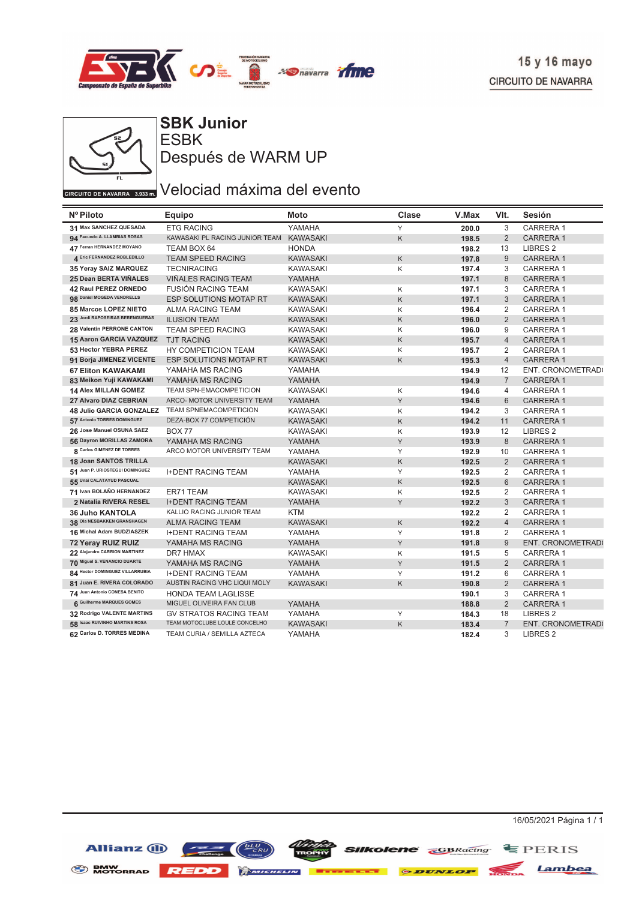15 y 16 mayo
CIRCUITO DE NAVARRA

# SBK Junior
## ESBK
## Después de WARM UP

CIRCUITO DE NAVARRA 3.933 m.

## Velociad máxima del evento

| Nº | Piloto | Equipo | Moto | Clase | V.Max | Vlt. | Sesión |
|---|---|---|---|---|---|---|---|
| 31 | Max SANCHEZ QUESADA | ETG RACING | YAMAHA | Y | 200.0 | 3 | CARRERA 1 |
| 94 | Facundo A. LLAMBIAS ROSAS | KAWASAKI PL RACING JUNIOR TEAM | KAWASAKI | K | 198.5 | 2 | CARRERA 1 |
| 47 | Ferran HERNANDEZ MOYANO | TEAM BOX 64 | HONDA | | 198.2 | 13 | LIBRES 2 |
| 4 | Eric FERNANDEZ ROBLEDILLO | TEAM SPEED RACING | KAWASAKI | K | 197.8 | 9 | CARRERA 1 |
| 35 | Yeray SAIZ MARQUEZ | TECNIRACING | KAWASAKI | K | 197.4 | 3 | CARRERA 1 |
| 25 | Dean BERTA VIÑALES | VIÑALES RACING TEAM | YAMAHA | | 197.1 | 8 | CARRERA 1 |
| 42 | Raul PEREZ ORNEDO | FUSIÓN RACING TEAM | KAWASAKI | K | 197.1 | 3 | CARRERA 1 |
| 98 | Daniel MOGEDA VENDRELLS | ESP SOLUTIONS MOTAP RT | KAWASAKI | K | 197.1 | 3 | CARRERA 1 |
| 85 | Marcos LOPEZ NIETO | ALMA RACING TEAM | KAWASAKI | K | 196.4 | 2 | CARRERA 1 |
| 23 | Jordi RAPOSEIRAS BERENGUERAS | ILUSION TEAM | KAWASAKI | K | 196.0 | 2 | CARRERA 1 |
| 28 | Valentin PERRONE CANTON | TEAM SPEED RACING | KAWASAKI | K | 196.0 | 9 | CARRERA 1 |
| 15 | Aaron GARCIA VAZQUEZ | TJT RACING | KAWASAKI | K | 195.7 | 4 | CARRERA 1 |
| 53 | Hector YEBRA PEREZ | HY COMPETICION TEAM | KAWASAKI | K | 195.7 | 2 | CARRERA 1 |
| 91 | Borja JIMENEZ VICENTE | ESP SOLUTIONS MOTAP RT | KAWASAKI | K | 195.3 | 4 | CARRERA 1 |
| 67 | Eliton KAWAKAMI | YAMAHA MS RACING | YAMAHA | | 194.9 | 12 | ENT. CRONOMETRAD |
| 83 | Meikon Yuji KAWAKAMI | YAMAHA MS RACING | YAMAHA | | 194.9 | 7 | CARRERA 1 |
| 14 | Alex MILLAN GOMEZ | TEAM SPN-EMACOMPETICION | KAWASAKI | K | 194.6 | 4 | CARRERA 1 |
| 27 | Alvaro DIAZ CEBRIAN | ARCO- MOTOR UNIVERSITY TEAM | YAMAHA | Y | 194.6 | 6 | CARRERA 1 |
| 48 | Julio GARCIA GONZALEZ | TEAM SPNEMACOMPETICION | KAWASAKI | K | 194.2 | 3 | CARRERA 1 |
| 57 | Antonio TORRES DOMINGUEZ | DEZA-BOX 77 COMPETICIÓN | KAWASAKI | K | 194.2 | 11 | CARRERA 1 |
| 26 | Jose Manuel OSUNA SAEZ | BOX 77 | KAWASAKI | K | 193.9 | 12 | LIBRES 2 |
| 56 | Dayron MORILLAS ZAMORA | YAMAHA MS RACING | YAMAHA | Y | 193.9 | 8 | CARRERA 1 |
| 8 | Carlos GIMENEZ DE TORRES | ARCO MOTOR UNIVERSITY TEAM | YAMAHA | Y | 192.9 | 10 | CARRERA 1 |
| 18 | Joan SANTOS TRILLA | | KAWASAKI | K | 192.5 | 2 | CARRERA 1 |
| 51 | Juan P. URIOSTEGUI DOMINGUEZ | I+DENT RACING TEAM | YAMAHA | Y | 192.5 | 2 | CARRERA 1 |
| 55 | Unai CALATAYUD PASCUAL | | KAWASAKI | K | 192.5 | 6 | CARRERA 1 |
| 71 | Ivan BOLAÑO HERNANDEZ | ER71 TEAM | KAWASAKI | K | 192.5 | 2 | CARRERA 1 |
| 2 | Natalia RIVERA RESEL | I+DENT RACING TEAM | YAMAHA | Y | 192.2 | 3 | CARRERA 1 |
| 36 | Juho KANTOLA | KALLIO RACING JUNIOR TEAM | KTM | | 192.2 | 2 | CARRERA 1 |
| 38 | Ola NESBAKKEN GRANSHAGEN | ALMA RACING TEAM | KAWASAKI | K | 192.2 | 4 | CARRERA 1 |
| 16 | Michal Adam BUDZIASZEK | I+DENT RACING TEAM | YAMAHA | Y | 191.8 | 2 | CARRERA 1 |
| 72 | Yeray RUIZ RUIZ | YAMAHA MS RACING | YAMAHA | Y | 191.8 | 9 | ENT. CRONOMETRAD |
| 22 | Alejandro CARRION MARTINEZ | DR7 HMAX | KAWASAKI | K | 191.5 | 5 | CARRERA 1 |
| 70 | Miguel S. VENANCIO DUARTE | YAMAHA MS RACING | YAMAHA | Y | 191.5 | 2 | CARRERA 1 |
| 84 | Hector DOMINGUEZ VILLARRUBIA | I+DENT RACING TEAM | YAMAHA | Y | 191.2 | 6 | CARRERA 1 |
| 81 | Juan E. RIVERA COLORADO | AUSTIN RACING VHC LIQUI MOLY | KAWASAKI | K | 190.8 | 2 | CARRERA 1 |
| 74 | Juan Antonio CONESA BENITO | HONDA TEAM LAGLISSE | | | 190.1 | 3 | CARRERA 1 |
| 6 | Guilherme MARQUES GOMES | MIGUEL OLIVEIRA FAN CLUB | YAMAHA | | 188.8 | 2 | CARRERA 1 |
| 32 | Rodrigo VALENTE MARTINS | GV STRATOS RACING TEAM | YAMAHA | Y | 184.3 | 18 | LIBRES 2 |
| 58 | Isaac RUIVINHO MARTINS ROSA | TEAM MOTOCLUBE LOULÉ CONCELHO | KAWASAKI | K | 183.4 | 7 | ENT. CRONOMETRAD |
| 62 | Carlos D. TORRES MEDINA | TEAM CURIA / SEMILLA AZTECA | YAMAHA | | 182.4 | 3 | LIBRES 2 |

16/05/2021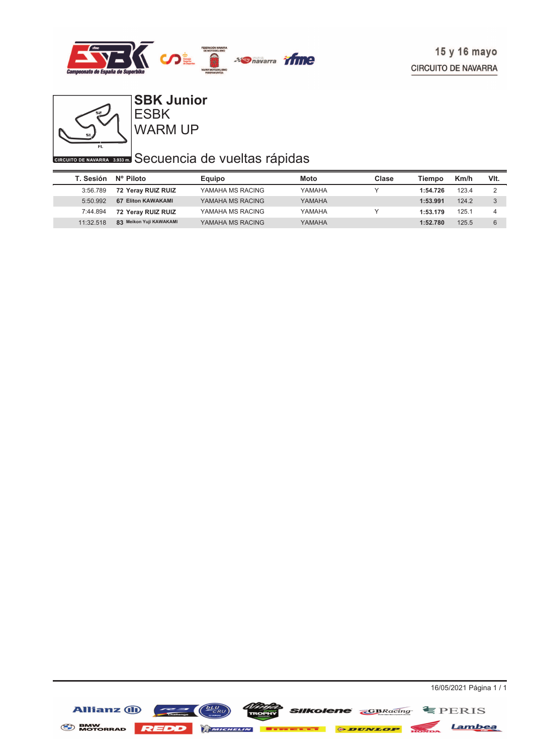15 y 16 mayo

CIRCUITO DE NAVARRA

CIRCUITO DE NAVARRA 3.933 m.

# SBK Junior

ESBK

WARM UP

## Secuencia de vueltas rápidas

| T. Sesión | Nº Piloto | Equipo | Moto | Clase | Tiempo | Km/h | Vlt. |
|---|---|---|---|---|---|---|---|
| 3:56.789 | **72 Yeray RUIZ RUIZ** | YAMAHA MS RACING | YAMAHA | Y | **1:54.726** | 123.4 | 2 |
| 5:50.992 | **67 Eliton KAWAKAMI** | YAMAHA MS RACING | YAMAHA | | **1:53.991** | 124.2 | 3 |
| 7:44.894 | **72 Yeray RUIZ RUIZ** | YAMAHA MS RACING | YAMAHA | Y | **1:53.179** | 125.1 | 4 |
| 11:32.518 | **83 Meikon Yuji KAWAKAMI** | YAMAHA MS RACING | YAMAHA | | **1:52.780** | 125.5 | 6 |

16/05/2021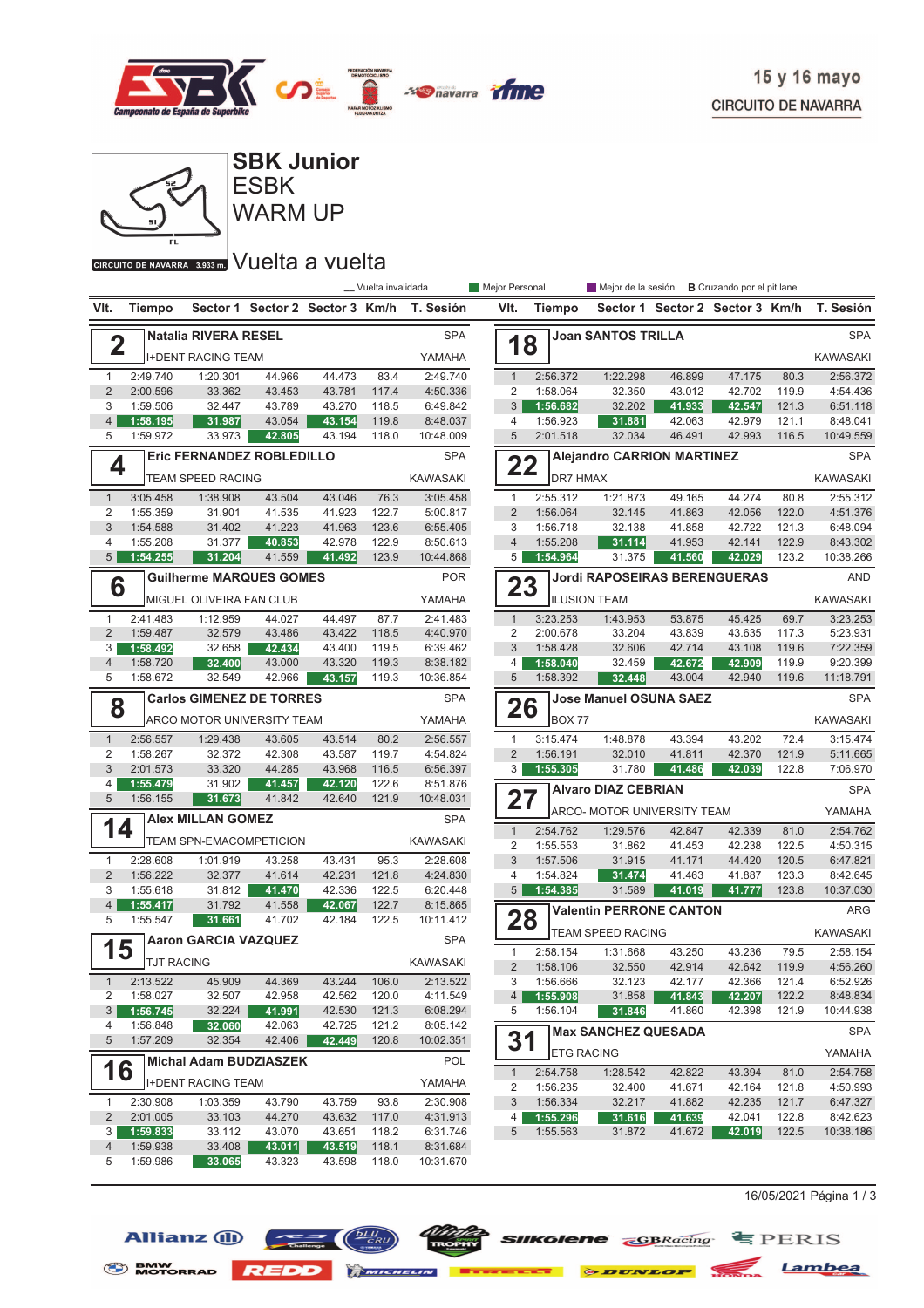# SBK Junior

## ESBK

## WARM UP

## Vuelta a vuelta

15 y 16 mayo

CIRCUITO DE NAVARRA

CIRCUITO DE NAVARRA 3.933 m.

_ Vuelta invalidada | Mejor Personal | Mejor de la sesión | B Cruzando por el pit lane

### 2 Natalia RIVERA RESEL — SPA — I+DENT RACING TEAM — YAMAHA

| Vlt. | Tiempo | Sector 1 | Sector 2 | Sector 3 | Km/h | T. Sesión |
|---|---|---|---|---|---|---|
| 1 | 2:49.740 | 1:20.301 | 44.966 | 44.473 | 83.4 | 2:49.740 |
| 2 | 2:00.596 | 33.362 | 43.453 | 43.781 | 117.4 | 4:50.336 |
| 3 | 1:59.506 | 32.447 | 43.789 | 43.270 | 118.5 | 6:49.842 |
| 4 | 1:58.195 | 31.987 | 43.054 | 43.154 | 119.8 | 8:48.037 |
| 5 | 1:59.972 | 33.973 | 42.805 | 43.194 | 118.0 | 10:48.009 |

### 4 Eric FERNANDEZ ROBLEDILLO — SPA — TEAM SPEED RACING — KAWASAKI

| Vlt. | Tiempo | Sector 1 | Sector 2 | Sector 3 | Km/h | T. Sesión |
|---|---|---|---|---|---|---|
| 1 | 3:05.458 | 1:38.908 | 43.504 | 43.046 | 76.3 | 3:05.458 |
| 2 | 1:55.359 | 31.901 | 41.535 | 41.923 | 122.7 | 5:00.817 |
| 3 | 1:54.588 | 31.402 | 41.223 | 41.963 | 123.6 | 6:55.405 |
| 4 | 1:55.208 | 31.377 | 40.853 | 42.978 | 122.9 | 8:50.613 |
| 5 | 1:54.255 | 31.204 | 41.559 | 41.492 | 123.9 | 10:44.868 |

### 6 Guilherme MARQUES GOMES — POR — MIGUEL OLIVEIRA FAN CLUB — YAMAHA

| Vlt. | Tiempo | Sector 1 | Sector 2 | Sector 3 | Km/h | T. Sesión |
|---|---|---|---|---|---|---|
| 1 | 2:41.483 | 1:12.959 | 44.027 | 44.497 | 87.7 | 2:41.483 |
| 2 | 1:59.487 | 32.579 | 43.486 | 43.422 | 118.5 | 4:40.970 |
| 3 | 1:58.492 | 32.658 | 42.434 | 43.400 | 119.5 | 6:39.462 |
| 4 | 1:58.720 | 32.400 | 43.000 | 43.320 | 119.3 | 8:38.182 |
| 5 | 1:58.672 | 32.549 | 42.966 | 43.157 | 119.3 | 10:36.854 |

### 8 Carlos GIMENEZ DE TORRES — SPA — ARCO MOTOR UNIVERSITY TEAM — YAMAHA

| Vlt. | Tiempo | Sector 1 | Sector 2 | Sector 3 | Km/h | T. Sesión |
|---|---|---|---|---|---|---|
| 1 | 2:56.557 | 1:29.438 | 43.605 | 43.514 | 80.2 | 2:56.557 |
| 2 | 1:58.267 | 32.372 | 42.308 | 43.587 | 119.7 | 4:54.824 |
| 3 | 2:01.573 | 33.320 | 44.285 | 43.968 | 116.5 | 6:56.397 |
| 4 | 1:55.479 | 31.902 | 41.457 | 42.120 | 122.6 | 8:51.876 |
| 5 | 1:56.155 | 31.673 | 41.842 | 42.640 | 121.9 | 10:48.031 |

### 14 Alex MILLAN GOMEZ — SPA — TEAM SPN-EMACOMPETICION — KAWASAKI

| Vlt. | Tiempo | Sector 1 | Sector 2 | Sector 3 | Km/h | T. Sesión |
|---|---|---|---|---|---|---|
| 1 | 2:28.608 | 1:01.919 | 43.258 | 43.431 | 95.3 | 2:28.608 |
| 2 | 1:56.222 | 32.377 | 41.614 | 42.231 | 121.8 | 4:24.830 |
| 3 | 1:55.618 | 31.812 | 41.470 | 42.336 | 122.5 | 6:20.448 |
| 4 | 1:55.417 | 31.792 | 41.558 | 42.067 | 122.7 | 8:15.865 |
| 5 | 1:55.547 | 31.661 | 41.702 | 42.184 | 122.5 | 10:11.412 |

### 15 Aaron GARCIA VAZQUEZ — SPA — TJT RACING — KAWASAKI

| Vlt. | Tiempo | Sector 1 | Sector 2 | Sector 3 | Km/h | T. Sesión |
|---|---|---|---|---|---|---|
| 1 | 2:13.522 | 45.909 | 44.369 | 43.244 | 106.0 | 2:13.522 |
| 2 | 1:58.027 | 32.507 | 42.958 | 42.562 | 120.0 | 4:11.549 |
| 3 | 1:56.745 | 32.224 | 41.991 | 42.530 | 121.3 | 6:08.294 |
| 4 | 1:56.848 | 32.060 | 42.063 | 42.725 | 121.2 | 8:05.142 |
| 5 | 1:57.209 | 32.354 | 42.406 | 42.449 | 120.8 | 10:02.351 |

### 16 Michal Adam BUDZIASZEK — POL — I+DENT RACING TEAM — YAMAHA

| Vlt. | Tiempo | Sector 1 | Sector 2 | Sector 3 | Km/h | T. Sesión |
|---|---|---|---|---|---|---|
| 1 | 2:30.908 | 1:03.359 | 43.790 | 43.759 | 93.8 | 2:30.908 |
| 2 | 2:01.005 | 33.103 | 44.270 | 43.632 | 117.0 | 4:31.913 |
| 3 | 1:59.833 | 33.112 | 43.070 | 43.651 | 118.2 | 6:31.746 |
| 4 | 1:59.938 | 33.408 | 43.011 | 43.519 | 118.1 | 8:31.684 |
| 5 | 1:59.986 | 33.065 | 43.323 | 43.598 | 118.0 | 10:31.670 |

### 18 Joan SANTOS TRILLA — SPA — KAWASAKI

| Vlt. | Tiempo | Sector 1 | Sector 2 | Sector 3 | Km/h | T. Sesión |
|---|---|---|---|---|---|---|
| 1 | 2:56.372 | 1:22.298 | 46.899 | 47.175 | 80.3 | 2:56.372 |
| 2 | 1:58.064 | 32.350 | 43.012 | 42.702 | 119.9 | 4:54.436 |
| 3 | 1:56.682 | 32.202 | 41.933 | 42.547 | 121.3 | 6:51.118 |
| 4 | 1:56.923 | 31.881 | 42.063 | 42.979 | 121.1 | 8:48.041 |
| 5 | 2:01.518 | 32.034 | 46.491 | 42.993 | 116.5 | 10:49.559 |

### 22 Alejandro CARRION MARTINEZ — SPA — DR7 HMAX — KAWASAKI

| Vlt. | Tiempo | Sector 1 | Sector 2 | Sector 3 | Km/h | T. Sesión |
|---|---|---|---|---|---|---|
| 1 | 2:55.312 | 1:21.873 | 49.165 | 44.274 | 80.8 | 2:55.312 |
| 2 | 1:56.064 | 32.145 | 41.863 | 42.056 | 122.0 | 4:51.376 |
| 3 | 1:56.718 | 32.138 | 41.858 | 42.722 | 121.3 | 6:48.094 |
| 4 | 1:55.208 | 31.114 | 41.953 | 42.141 | 122.9 | 8:43.302 |
| 5 | 1:54.964 | 31.375 | 41.560 | 42.029 | 123.2 | 10:38.266 |

### 23 Jordi RAPOSEIRAS BERENGUERAS — AND — ILUSION TEAM — KAWASAKI

| Vlt. | Tiempo | Sector 1 | Sector 2 | Sector 3 | Km/h | T. Sesión |
|---|---|---|---|---|---|---|
| 1 | 3:23.253 | 1:43.953 | 53.875 | 45.425 | 69.7 | 3:23.253 |
| 2 | 2:00.678 | 33.204 | 43.839 | 43.635 | 117.3 | 5:23.931 |
| 3 | 1:58.428 | 32.606 | 42.714 | 43.108 | 119.6 | 7:22.359 |
| 4 | 1:58.040 | 32.459 | 42.672 | 42.909 | 119.9 | 9:20.399 |
| 5 | 1:58.392 | 32.448 | 43.004 | 42.940 | 119.6 | 11:18.791 |

### 26 Jose Manuel OSUNA SAEZ — SPA — BOX 77 — KAWASAKI

| Vlt. | Tiempo | Sector 1 | Sector 2 | Sector 3 | Km/h | T. Sesión |
|---|---|---|---|---|---|---|
| 1 | 3:15.474 | 1:48.878 | 43.394 | 43.202 | 72.4 | 3:15.474 |
| 2 | 1:56.191 | 32.010 | 41.811 | 42.370 | 121.9 | 5:11.665 |
| 3 | 1:55.305 | 31.780 | 41.486 | 42.039 | 122.8 | 7:06.970 |

### 27 Alvaro DIAZ CEBRIAN — SPA — ARCO- MOTOR UNIVERSITY TEAM — YAMAHA

| Vlt. | Tiempo | Sector 1 | Sector 2 | Sector 3 | Km/h | T. Sesión |
|---|---|---|---|---|---|---|
| 1 | 2:54.762 | 1:29.576 | 42.847 | 42.339 | 81.0 | 2:54.762 |
| 2 | 1:55.553 | 31.862 | 41.453 | 42.238 | 122.5 | 4:50.315 |
| 3 | 1:57.506 | 31.915 | 41.171 | 44.420 | 120.5 | 6:47.821 |
| 4 | 1:54.824 | 31.474 | 41.463 | 41.887 | 123.3 | 8:42.645 |
| 5 | 1:54.385 | 31.589 | 41.019 | 41.777 | 123.8 | 10:37.030 |

### 28 Valentin PERRONE CANTON — ARG — TEAM SPEED RACING — KAWASAKI

| Vlt. | Tiempo | Sector 1 | Sector 2 | Sector 3 | Km/h | T. Sesión |
|---|---|---|---|---|---|---|
| 1 | 2:58.154 | 1:31.668 | 43.250 | 43.236 | 79.5 | 2:58.154 |
| 2 | 1:58.106 | 32.550 | 42.914 | 42.642 | 119.9 | 4:56.260 |
| 3 | 1:56.666 | 32.123 | 42.177 | 42.366 | 121.4 | 6:52.926 |
| 4 | 1:55.908 | 31.858 | 41.843 | 42.207 | 122.2 | 8:48.834 |
| 5 | 1:56.104 | 31.846 | 41.860 | 42.398 | 121.9 | 10:44.938 |

### 31 Max SANCHEZ QUESADA — SPA — ETG RACING — YAMAHA

| Vlt. | Tiempo | Sector 1 | Sector 2 | Sector 3 | Km/h | T. Sesión |
|---|---|---|---|---|---|---|
| 1 | 2:54.758 | 1:28.542 | 42.822 | 43.394 | 81.0 | 2:54.758 |
| 2 | 1:56.235 | 32.400 | 41.671 | 42.164 | 121.8 | 4:50.993 |
| 3 | 1:56.334 | 32.217 | 41.882 | 42.235 | 121.7 | 6:47.327 |
| 4 | 1:55.296 | 31.616 | 41.639 | 42.041 | 122.8 | 8:42.623 |
| 5 | 1:55.563 | 31.872 | 41.672 | 42.019 | 122.5 | 10:38.186 |

16/05/2021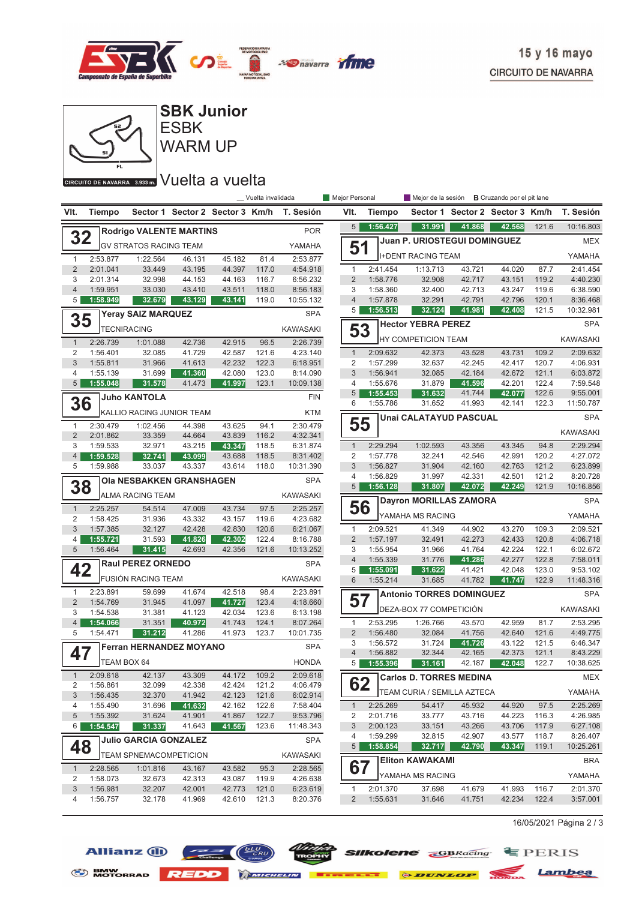15 y 16 mayo

CIRCUITO DE NAVARRA

# SBK Junior

## ESBK

## WARM UP

CIRCUITO DE NAVARRA 3.933 m.

## Vuelta a vuelta

_ Vuelta invalidada | Mejor Personal | Mejor de la sesión | B Cruzando por el pit lane

### 32 Rodrigo VALENTE MARTINS — POR — GV STRATOS RACING TEAM — YAMAHA

| Vlt. | Tiempo | Sector 1 | Sector 2 | Sector 3 | Km/h | T. Sesión |
|---|---|---|---|---|---|---|
| 1 | 2:53.877 | 1:22.564 | 46.131 | 45.182 | 81.4 | 2:53.877 |
| 2 | 2:01.041 | 33.449 | 43.195 | 44.397 | 117.0 | 4:54.918 |
| 3 | 2:01.314 | 32.998 | 44.153 | 44.163 | 116.7 | 6:56.232 |
| 4 | 1:59.951 | 33.030 | 43.410 | 43.511 | 118.0 | 8:56.183 |
| 5 | 1:58.949 | 32.679 | 43.129 | 43.141 | 119.0 | 10:55.132 |

### 35 Yeray SAIZ MARQUEZ — SPA — TECNIRACING — KAWASAKI

| Vlt. | Tiempo | Sector 1 | Sector 2 | Sector 3 | Km/h | T. Sesión |
|---|---|---|---|---|---|---|
| 1 | 2:26.739 | 1:01.088 | 42.736 | 42.915 | 96.5 | 2:26.739 |
| 2 | 1:56.401 | 32.085 | 41.729 | 42.587 | 121.6 | 4:23.140 |
| 3 | 1:55.811 | 31.966 | 41.613 | 42.232 | 122.3 | 6:18.951 |
| 4 | 1:55.139 | 31.699 | 41.360 | 42.080 | 123.0 | 8:14.090 |
| 5 | 1:55.048 | 31.578 | 41.473 | 41.997 | 123.1 | 10:09.138 |

### 36 Juho KANTOLA — FIN — KALLIO RACING JUNIOR TEAM — KTM

| Vlt. | Tiempo | Sector 1 | Sector 2 | Sector 3 | Km/h | T. Sesión |
|---|---|---|---|---|---|---|
| 1 | 2:30.479 | 1:02.456 | 44.398 | 43.625 | 94.1 | 2:30.479 |
| 2 | 2:01.862 | 33.359 | 44.664 | 43.839 | 116.2 | 4:32.341 |
| 3 | 1:59.533 | 32.971 | 43.215 | 43.347 | 118.5 | 6:31.874 |
| 4 | 1:59.528 | 32.741 | 43.099 | 43.688 | 118.5 | 8:31.402 |
| 5 | 1:59.988 | 33.037 | 43.337 | 43.614 | 118.0 | 10:31.390 |

### 38 Ola NESBAKKEN GRANSHAGEN — SPA — ALMA RACING TEAM — KAWASAKI

| Vlt. | Tiempo | Sector 1 | Sector 2 | Sector 3 | Km/h | T. Sesión |
|---|---|---|---|---|---|---|
| 1 | 2:25.257 | 54.514 | 47.009 | 43.734 | 97.5 | 2:25.257 |
| 2 | 1:58.425 | 31.936 | 43.332 | 43.157 | 119.6 | 4:23.682 |
| 3 | 1:57.385 | 32.127 | 42.428 | 42.830 | 120.6 | 6:21.067 |
| 4 | 1:55.721 | 31.593 | 41.826 | 42.302 | 122.4 | 8:16.788 |
| 5 | 1:56.464 | 31.415 | 42.693 | 42.356 | 121.6 | 10:13.252 |

### 42 Raul PEREZ ORNEDO — SPA — FUSIÓN RACING TEAM — KAWASAKI

| Vlt. | Tiempo | Sector 1 | Sector 2 | Sector 3 | Km/h | T. Sesión |
|---|---|---|---|---|---|---|
| 1 | 2:23.891 | 59.699 | 41.674 | 42.518 | 98.4 | 2:23.891 |
| 2 | 1:54.769 | 31.945 | 41.097 | 41.727 | 123.4 | 4:18.660 |
| 3 | 1:54.538 | 31.381 | 41.123 | 42.034 | 123.6 | 6:13.198 |
| 4 | 1:54.066 | 31.351 | 40.972 | 41.743 | 124.1 | 8:07.264 |
| 5 | 1:54.471 | 31.212 | 41.286 | 41.973 | 123.7 | 10:01.735 |

### 47 Ferran HERNANDEZ MOYANO — SPA — TEAM BOX 64 — HONDA

| Vlt. | Tiempo | Sector 1 | Sector 2 | Sector 3 | Km/h | T. Sesión |
|---|---|---|---|---|---|---|
| 1 | 2:09.618 | 42.137 | 43.309 | 44.172 | 109.2 | 2:09.618 |
| 2 | 1:56.861 | 32.099 | 42.338 | 42.424 | 121.2 | 4:06.479 |
| 3 | 1:56.435 | 32.370 | 41.942 | 42.123 | 121.6 | 6:02.914 |
| 4 | 1:55.490 | 31.696 | 41.632 | 42.162 | 122.6 | 7:58.404 |
| 5 | 1:55.392 | 31.624 | 41.901 | 41.867 | 122.7 | 9:53.796 |
| 6 | 1:54.547 | 31.337 | 41.643 | 41.567 | 123.6 | 11:48.343 |

### 48 Julio GARCIA GONZALEZ — SPA — TEAM SPNEMACOMPETICION — KAWASAKI

| Vlt. | Tiempo | Sector 1 | Sector 2 | Sector 3 | Km/h | T. Sesión |
|---|---|---|---|---|---|---|
| 1 | 2:28.565 | 1:01.816 | 43.167 | 43.582 | 95.3 | 2:28.565 |
| 2 | 1:58.073 | 32.673 | 42.313 | 43.087 | 119.9 | 4:26.638 |
| 3 | 1:56.981 | 32.207 | 42.001 | 42.773 | 121.0 | 6:23.619 |
| 4 | 1:56.757 | 32.178 | 41.969 | 42.610 | 121.3 | 8:20.376 |
| 5 | 1:56.427 | 31.991 | 41.868 | 42.568 | 121.6 | 10:16.803 |

### 51 Juan P. URIOSTEGUI DOMINGUEZ — MEX — I+DENT RACING TEAM — YAMAHA

| Vlt. | Tiempo | Sector 1 | Sector 2 | Sector 3 | Km/h | T. Sesión |
|---|---|---|---|---|---|---|
| 1 | 2:41.454 | 1:13.713 | 43.721 | 44.020 | 87.7 | 2:41.454 |
| 2 | 1:58.776 | 32.908 | 42.717 | 43.151 | 119.2 | 4:40.230 |
| 3 | 1:58.360 | 32.400 | 42.713 | 43.247 | 119.6 | 6:38.590 |
| 4 | 1:57.878 | 32.291 | 42.791 | 42.796 | 120.1 | 8:36.468 |
| 5 | 1:56.513 | 32.124 | 41.981 | 42.408 | 121.5 | 10:32.981 |

### 53 Hector YEBRA PEREZ — SPA — HY COMPETICION TEAM — KAWASAKI

| Vlt. | Tiempo | Sector 1 | Sector 2 | Sector 3 | Km/h | T. Sesión |
|---|---|---|---|---|---|---|
| 1 | 2:09.632 | 42.373 | 43.528 | 43.731 | 109.2 | 2:09.632 |
| 2 | 1:57.299 | 32.637 | 42.245 | 42.417 | 120.7 | 4:06.931 |
| 3 | 1:56.941 | 32.085 | 42.184 | 42.672 | 121.1 | 6:03.872 |
| 4 | 1:55.676 | 31.879 | 41.596 | 42.201 | 122.4 | 7:59.548 |
| 5 | 1:55.453 | 31.632 | 41.744 | 42.077 | 122.6 | 9:55.001 |
| 6 | 1:55.786 | 31.652 | 41.993 | 42.141 | 122.3 | 11:50.787 |

### 55 Unai CALATAYUD PASCUAL — SPA — KAWASAKI

| Vlt. | Tiempo | Sector 1 | Sector 2 | Sector 3 | Km/h | T. Sesión |
|---|---|---|---|---|---|---|
| 1 | 2:29.294 | 1:02.593 | 43.356 | 43.345 | 94.8 | 2:29.294 |
| 2 | 1:57.778 | 32.241 | 42.546 | 42.991 | 120.2 | 4:27.072 |
| 3 | 1:56.827 | 31.904 | 42.160 | 42.763 | 121.2 | 6:23.899 |
| 4 | 1:56.829 | 31.997 | 42.331 | 42.501 | 121.2 | 8:20.728 |
| 5 | 1:56.128 | 31.807 | 42.072 | 42.249 | 121.9 | 10:16.856 |

### 56 Dayron MORILLAS ZAMORA — SPA — YAMAHA MS RACING — YAMAHA

| Vlt. | Tiempo | Sector 1 | Sector 2 | Sector 3 | Km/h | T. Sesión |
|---|---|---|---|---|---|---|
| 1 | 2:09.521 | 41.349 | 44.902 | 43.270 | 109.3 | 2:09.521 |
| 2 | 1:57.197 | 32.491 | 42.273 | 42.433 | 120.8 | 4:06.718 |
| 3 | 1:55.954 | 31.966 | 41.764 | 42.224 | 122.1 | 6:02.672 |
| 4 | 1:55.339 | 31.776 | 41.286 | 42.277 | 122.8 | 7:58.011 |
| 5 | 1:55.091 | 31.622 | 41.421 | 42.048 | 123.0 | 9:53.102 |
| 6 | 1:55.214 | 31.685 | 41.782 | 41.747 | 122.9 | 11:48.316 |

### 57 Antonio TORRES DOMINGUEZ — SPA — DEZA-BOX 77 COMPETICIÓN — KAWASAKI

| Vlt. | Tiempo | Sector 1 | Sector 2 | Sector 3 | Km/h | T. Sesión |
|---|---|---|---|---|---|---|
| 1 | 2:53.295 | 1:26.766 | 43.570 | 42.959 | 81.7 | 2:53.295 |
| 2 | 1:56.480 | 32.084 | 41.756 | 42.640 | 121.6 | 4:49.775 |
| 3 | 1:56.572 | 31.724 | 41.726 | 43.122 | 121.5 | 6:46.347 |
| 4 | 1:56.882 | 32.344 | 42.165 | 42.373 | 121.1 | 8:43.229 |
| 5 | 1:55.396 | 31.161 | 42.187 | 42.048 | 122.7 | 10:38.625 |

### 62 Carlos D. TORRES MEDINA — MEX — TEAM CURIA / SEMILLA AZTECA — YAMAHA

| Vlt. | Tiempo | Sector 1 | Sector 2 | Sector 3 | Km/h | T. Sesión |
|---|---|---|---|---|---|---|
| 1 | 2:25.269 | 54.417 | 45.932 | 44.920 | 97.5 | 2:25.269 |
| 2 | 2:01.716 | 33.777 | 43.716 | 44.223 | 116.3 | 4:26.985 |
| 3 | 2:00.123 | 33.151 | 43.266 | 43.706 | 117.9 | 6:27.108 |
| 4 | 1:59.299 | 32.815 | 42.907 | 43.577 | 118.7 | 8:26.407 |
| 5 | 1:58.854 | 32.717 | 42.790 | 43.347 | 119.1 | 10:25.261 |

### 67 Eliton KAWAKAMI — BRA — YAMAHA MS RACING — YAMAHA

| Vlt. | Tiempo | Sector 1 | Sector 2 | Sector 3 | Km/h | T. Sesión |
|---|---|---|---|---|---|---|
| 1 | 2:01.370 | 37.698 | 41.679 | 41.993 | 116.7 | 2:01.370 |
| 2 | 1:55.631 | 31.646 | 41.751 | 42.234 | 122.4 | 3:57.001 |

16/05/2021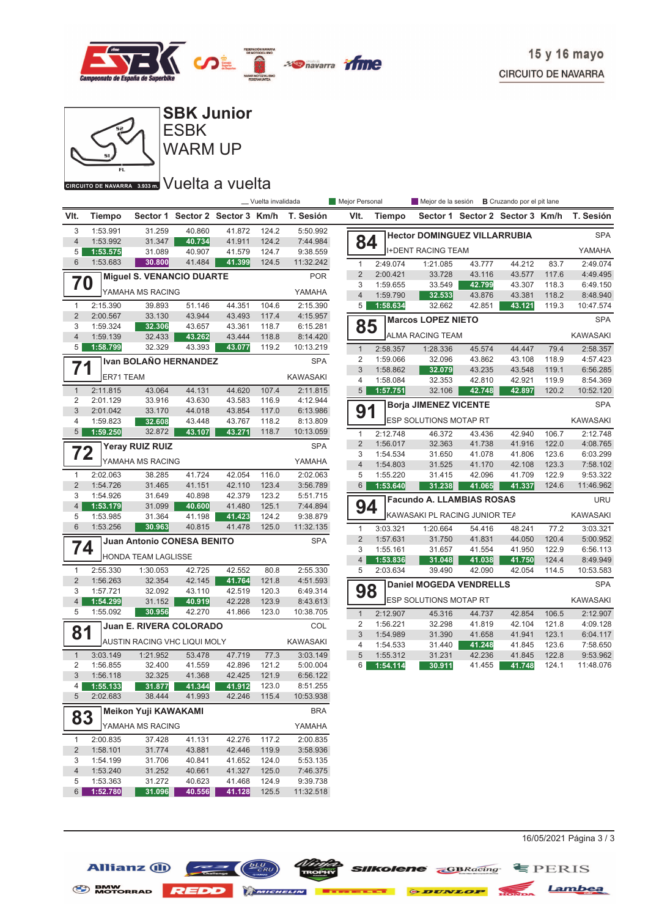# SBK Junior

## ESBK

## WARM UP

## Vuelta a vuelta

15 y 16 mayo

CIRCUITO DE NAVARRA

CIRCUITO DE NAVARRA 3.933 m.

_ Vuelta invalidada · Mejor Personal · Mejor de la sesión · **B** Cruzando por el pit lane

| Vlt. | Tiempo | Sector 1 | Sector 2 | Sector 3 | Km/h | T. Sesión |
|---|---|---|---|---|---|---|
| 3 | 1:53.991 | 31.259 | 40.860 | 41.872 | 124.2 | 5:50.992 |
| 4 | 1:53.992 | 31.347 | 40.734 | 41.911 | 124.2 | 7:44.984 |
| 5 | 1:53.575 | 31.089 | 40.907 | 41.579 | 124.7 | 9:38.559 |
| 6 | 1:53.683 | 30.800 | 41.484 | 41.399 | 124.5 | 11:32.242 |

**70 Miguel S. VENANCIO DUARTE** — POR — YAMAHA MS RACING — YAMAHA

| Vlt. | Tiempo | Sector 1 | Sector 2 | Sector 3 | Km/h | T. Sesión |
|---|---|---|---|---|---|---|
| 1 | 2:15.390 | 39.893 | 51.146 | 44.351 | 104.6 | 2:15.390 |
| 2 | 2:00.567 | 33.130 | 43.944 | 43.493 | 117.4 | 4:15.957 |
| 3 | 1:59.324 | 32.306 | 43.657 | 43.361 | 118.7 | 6:15.281 |
| 4 | 1:59.139 | 32.433 | 43.262 | 43.444 | 118.8 | 8:14.420 |
| 5 | 1:58.799 | 32.329 | 43.393 | 43.077 | 119.2 | 10:13.219 |

**71 Ivan BOLAÑO HERNANDEZ** — SPA — ER71 TEAM — KAWASAKI

| Vlt. | Tiempo | Sector 1 | Sector 2 | Sector 3 | Km/h | T. Sesión |
|---|---|---|---|---|---|---|
| 1 | 2:11.815 | 43.064 | 44.131 | 44.620 | 107.4 | 2:11.815 |
| 2 | 2:01.129 | 33.916 | 43.630 | 43.583 | 116.9 | 4:12.944 |
| 3 | 2:01.042 | 33.170 | 44.018 | 43.854 | 117.0 | 6:13.986 |
| 4 | 1:59.823 | 32.608 | 43.448 | 43.767 | 118.2 | 8:13.809 |
| 5 | 1:59.250 | 32.872 | 43.107 | 43.271 | 118.7 | 10:13.059 |

**72 Yeray RUIZ RUIZ** — SPA — YAMAHA MS RACING — YAMAHA

| Vlt. | Tiempo | Sector 1 | Sector 2 | Sector 3 | Km/h | T. Sesión |
|---|---|---|---|---|---|---|
| 1 | 2:02.063 | 38.285 | 41.724 | 42.054 | 116.0 | 2:02.063 |
| 2 | 1:54.726 | 31.465 | 41.151 | 42.110 | 123.4 | 3:56.789 |
| 3 | 1:54.926 | 31.649 | 40.898 | 42.379 | 123.2 | 5:51.715 |
| 4 | 1:53.179 | 31.099 | 40.600 | 41.480 | 125.1 | 7:44.894 |
| 5 | 1:53.985 | 31.364 | 41.198 | 41.423 | 124.2 | 9:38.879 |
| 6 | 1:53.256 | 30.963 | 40.815 | 41.478 | 125.0 | 11:32.135 |

**74 Juan Antonio CONESA BENITO** — SPA — HONDA TEAM LAGLISSE

| Vlt. | Tiempo | Sector 1 | Sector 2 | Sector 3 | Km/h | T. Sesión |
|---|---|---|---|---|---|---|
| 1 | 2:55.330 | 1:30.053 | 42.725 | 42.552 | 80.8 | 2:55.330 |
| 2 | 1:56.263 | 32.354 | 42.145 | 41.764 | 121.8 | 4:51.593 |
| 3 | 1:57.721 | 32.092 | 43.110 | 42.519 | 120.3 | 6:49.314 |
| 4 | 1:54.299 | 31.152 | 40.919 | 42.228 | 123.9 | 8:43.613 |
| 5 | 1:55.092 | 30.956 | 42.270 | 41.866 | 123.0 | 10:38.705 |

**81 Juan E. RIVERA COLORADO** — COL — AUSTIN RACING VHC LIQUI MOLY — KAWASAKI

| Vlt. | Tiempo | Sector 1 | Sector 2 | Sector 3 | Km/h | T. Sesión |
|---|---|---|---|---|---|---|
| 1 | 3:03.149 | 1:21.952 | 53.478 | 47.719 | 77.3 | 3:03.149 |
| 2 | 1:56.855 | 32.400 | 41.559 | 42.896 | 121.2 | 5:00.004 |
| 3 | 1:56.118 | 32.325 | 41.368 | 42.425 | 121.9 | 6:56.122 |
| 4 | 1:55.133 | 31.877 | 41.344 | 41.912 | 123.0 | 8:51.255 |
| 5 | 2:02.683 | 38.444 | 41.993 | 42.246 | 115.4 | 10:53.938 |

**83 Meikon Yuji KAWAKAMI** — BRA — YAMAHA MS RACING — YAMAHA

| Vlt. | Tiempo | Sector 1 | Sector 2 | Sector 3 | Km/h | T. Sesión |
|---|---|---|---|---|---|---|
| 1 | 2:00.835 | 37.428 | 41.131 | 42.276 | 117.2 | 2:00.835 |
| 2 | 1:58.101 | 31.774 | 43.881 | 42.446 | 119.9 | 3:58.936 |
| 3 | 1:54.199 | 31.706 | 40.841 | 41.652 | 124.0 | 5:53.135 |
| 4 | 1:53.240 | 31.252 | 40.661 | 41.327 | 125.0 | 7:46.375 |
| 5 | 1:53.363 | 31.272 | 40.623 | 41.468 | 124.9 | 9:39.738 |
| 6 | 1:52.780 | 31.096 | 40.556 | 41.128 | 125.5 | 11:32.518 |

**84 Hector DOMINGUEZ VILLARRUBIA** — SPA — I+DENT RACING TEAM — YAMAHA

| Vlt. | Tiempo | Sector 1 | Sector 2 | Sector 3 | Km/h | T. Sesión |
|---|---|---|---|---|---|---|
| 1 | 2:49.074 | 1:21.085 | 43.777 | 44.212 | 83.7 | 2:49.074 |
| 2 | 2:00.421 | 33.728 | 43.116 | 43.577 | 117.6 | 4:49.495 |
| 3 | 1:59.655 | 33.549 | 42.799 | 43.307 | 118.3 | 6:49.150 |
| 4 | 1:59.790 | 32.533 | 43.876 | 43.381 | 118.2 | 8:48.940 |
| 5 | 1:58.634 | 32.662 | 42.851 | 43.121 | 119.3 | 10:47.574 |

**85 Marcos LOPEZ NIETO** — SPA — ALMA RACING TEAM — KAWASAKI

| Vlt. | Tiempo | Sector 1 | Sector 2 | Sector 3 | Km/h | T. Sesión |
|---|---|---|---|---|---|---|
| 1 | 2:58.357 | 1:28.336 | 45.574 | 44.447 | 79.4 | 2:58.357 |
| 2 | 1:59.066 | 32.096 | 43.862 | 43.108 | 118.9 | 4:57.423 |
| 3 | 1:58.862 | 32.079 | 43.235 | 43.548 | 119.1 | 6:56.285 |
| 4 | 1:58.084 | 32.353 | 42.810 | 42.921 | 119.9 | 8:54.369 |
| 5 | 1:57.751 | 32.106 | 42.748 | 42.897 | 120.2 | 10:52.120 |

**91 Borja JIMENEZ VICENTE** — SPA — ESP SOLUTIONS MOTAP RT — KAWASAKI

| Vlt. | Tiempo | Sector 1 | Sector 2 | Sector 3 | Km/h | T. Sesión |
|---|---|---|---|---|---|---|
| 1 | 2:12.748 | 46.372 | 43.436 | 42.940 | 106.7 | 2:12.748 |
| 2 | 1:56.017 | 32.363 | 41.738 | 41.916 | 122.0 | 4:08.765 |
| 3 | 1:54.534 | 31.650 | 41.078 | 41.806 | 123.6 | 6:03.299 |
| 4 | 1:54.803 | 31.525 | 41.170 | 42.108 | 123.3 | 7:58.102 |
| 5 | 1:55.220 | 31.415 | 42.096 | 41.709 | 122.9 | 9:53.322 |
| 6 | 1:53.640 | 31.238 | 41.065 | 41.337 | 124.6 | 11:46.962 |

**94 Facundo A. LLAMBIAS ROSAS** — URU — KAWASAKI PL RACING JUNIOR TEA — KAWASAKI

| Vlt. | Tiempo | Sector 1 | Sector 2 | Sector 3 | Km/h | T. Sesión |
|---|---|---|---|---|---|---|
| 1 | 3:03.321 | 1:20.664 | 54.416 | 48.241 | 77.2 | 3:03.321 |
| 2 | 1:57.631 | 31.750 | 41.831 | 44.050 | 120.4 | 5:00.952 |
| 3 | 1:55.161 | 31.657 | 41.554 | 41.950 | 122.9 | 6:56.113 |
| 4 | 1:53.836 | 31.048 | 41.038 | 41.750 | 124.4 | 8:49.949 |
| 5 | 2:03.634 | 39.490 | 42.090 | 42.054 | 114.5 | 10:53.583 |

**98 Daniel MOGEDA VENDRELLS** — SPA — ESP SOLUTIONS MOTAP RT — KAWASAKI

| Vlt. | Tiempo | Sector 1 | Sector 2 | Sector 3 | Km/h | T. Sesión |
|---|---|---|---|---|---|---|
| 1 | 2:12.907 | 45.316 | 44.737 | 42.854 | 106.5 | 2:12.907 |
| 2 | 1:56.221 | 32.298 | 41.819 | 42.104 | 121.8 | 4:09.128 |
| 3 | 1:54.989 | 31.390 | 41.658 | 41.941 | 123.1 | 6:04.117 |
| 4 | 1:54.533 | 31.440 | 41.248 | 41.845 | 123.6 | 7:58.650 |
| 5 | 1:55.312 | 31.231 | 42.236 | 41.845 | 122.8 | 9:53.962 |
| 6 | 1:54.114 | 30.911 | 41.455 | 41.748 | 124.1 | 11:48.076 |

16/05/2021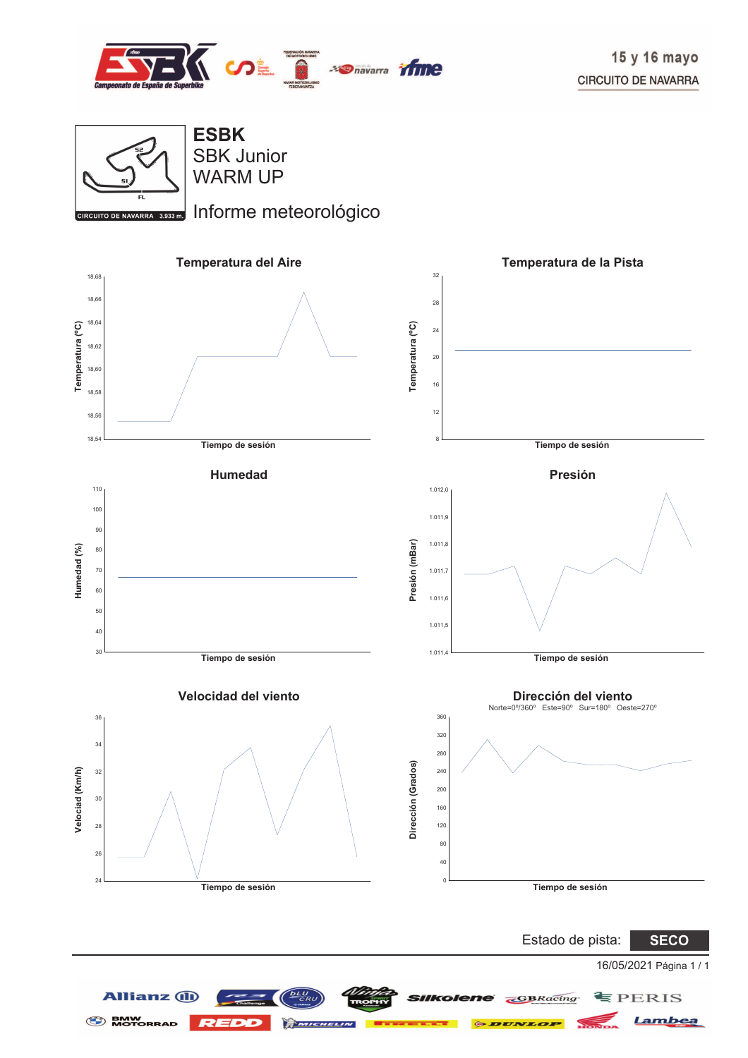15 y 16 mayo

CIRCUITO DE NAVARRA

CIRCUITO DE NAVARRA 3.933 m.

# ESBK

SBK Junior

WARM UP

Informe meteorológico

### Temperatura del Aire

Temperatura (ºC)

18,68
18,66
18,64
18,62
18,60
18,58
18,56
18,54

Tiempo de sesión

### Temperatura de la Pista

Temperatura (ºC)

32
28
24
20
16
12
8

Tiempo de sesión

### Humedad

Humedad (%)

110
100
90
80
70
60
50
40
30

Tiempo de sesión

### Presión

Presión (mBar)

1.012,0
1.011,9
1.011,8
1.011,7
1.011,6
1.011,5
1.011,4

Tiempo de sesión

### Velocidad del viento

Velocidad (Km/h)

36
34
32
30
28
26
24

Tiempo de sesión

### Dirección del viento

Norte=0º/360º Este=90º Sur=180º Oeste=270º

Dirección (Grados)

360
320
280
240
200
160
120
80
40
0

Tiempo de sesión

Estado de pista: **SECO**

16/05/2021